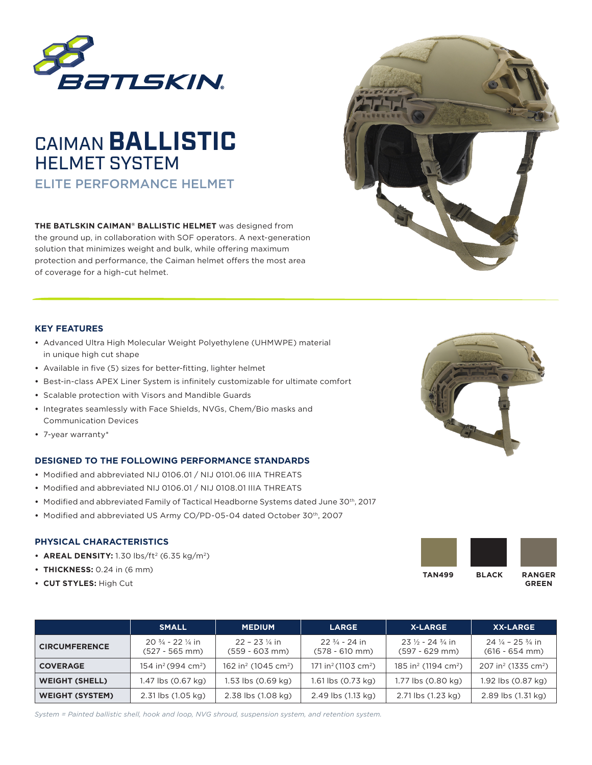# CAIMAN **BALLISTIC** HELMET SYSTEM

## ELITE PERFORMANCE HELMET

**THE BATLSKIN CAIMAN® BALLISTIC HELMET** was designed from the ground up, in collaboration with SOF operators. A next-generation solution that minimizes weight and bulk, while offering maximum protection and performance, the Caiman helmet offers the most area of coverage for a high-cut helmet.

### KEY FEATURES

- Advanced Ultra High Molecular Weight Polyethylene (UHMWPE) material in unique high cut shape
- Available in five (5) sizes for better-fitting, lighter helmet
- Best-in-class APEX Liner System is infinitely customizable for ultimate comfort
- Scalable protection with Visors and Mandible Guards
- Integrates seamlessly with Face Shields, NVGs, Chem/Bio masks and Communication Devices
- 7-year warranty*

### DESIGNED TO THE FOLLOWING PERFORMANCE STANDARDS

- Modified and abbreviated NIJ 0106.01 / NIJ 0101.06 IIIA THREATS
- Modified and abbreviated NIJ 0106.01 / NIJ 0108.01 IIIA THREATS
- Modified and abbreviated Family of Tactical Headborne Systems dated June 30th, 2017
- Modified and abbreviated US Army CO/PD-05-04 dated October 30th, 2007

### PHYSICAL CHARACTERISTICS

- **AREAL DENSITY:** 1.30 lbs/ft$^2$ (6.35 kg/m$^2$)
- **THICKNESS:** 0.24 in (6 mm)
- **CUT STYLES:** High Cut

**TAN499** **BLACK** **RANGER GREEN**

| | SMALL | MEDIUM | LARGE | X-LARGE | XX-LARGE |
|---|---|---|---|---|---|
| **CIRCUMFERENCE** | 20 ¾ - 22 ¼ in (527 - 565 mm) | 22 – 23 ¼ in (559 - 603 mm) | 22 ¾ - 24 in (578 - 610 mm) | 23 ½ - 24 ¾ in (597 - 629 mm) | 24 ¼ – 25 ¾ in (616 - 654 mm) |
| **COVERAGE** | 154 in$^2$ (994 cm$^2$) | 162 in$^2$ (1045 cm$^2$) | 171 in$^2$ (1103 cm$^2$) | 185 in$^2$ (1194 cm$^2$) | 207 in$^2$ (1335 cm$^2$) |
| **WEIGHT (SHELL)** | 1.47 lbs (0.67 kg) | 1.53 lbs (0.69 kg) | 1.61 lbs (0.73 kg) | 1.77 lbs (0.80 kg) | 1.92 lbs (0.87 kg) |
| **WEIGHT (SYSTEM)** | 2.31 lbs (1.05 kg) | 2.38 lbs (1.08 kg) | 2.49 lbs (1.13 kg) | 2.71 lbs (1.23 kg) | 2.89 lbs (1.31 kg) |

*System = Painted ballistic shell, hook and loop, NVG shroud, suspension system, and retention system.*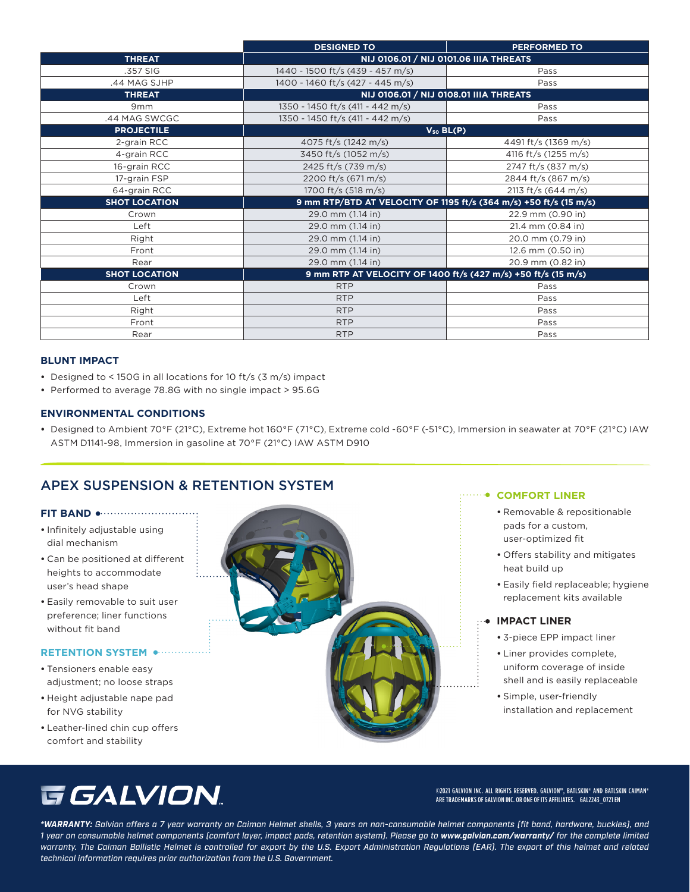| | DESIGNED TO | PERFORMED TO |
|---|---|---|
| **THREAT** | **NIJ 0106.01 / NIJ 0101.06 IIIA THREATS** | |
| .357 SIG | 1440 - 1500 ft/s (439 - 457 m/s) | Pass |
| .44 MAG SJHP | 1400 - 1460 ft/s (427 - 445 m/s) | Pass |
| **THREAT** | **NIJ 0106.01 / NIJ 0108.01 IIIA THREATS** | |
| 9mm | 1350 - 1450 ft/s (411 - 442 m/s) | Pass |
| .44 MAG SWCGC | 1350 - 1450 ft/s (411 - 442 m/s) | Pass |
| **PROJECTILE** | **$V_{50}$ BL(P)** | |
| 2-grain RCC | 4075 ft/s (1242 m/s) | 4491 ft/s (1369 m/s) |
| 4-grain RCC | 3450 ft/s (1052 m/s) | 4116 ft/s (1255 m/s) |
| 16-grain RCC | 2425 ft/s (739 m/s) | 2747 ft/s (837 m/s) |
| 17-grain FSP | 2200 ft/s (671 m/s) | 2844 ft/s (867 m/s) |
| 64-grain RCC | 1700 ft/s (518 m/s) | 2113 ft/s (644 m/s) |
| **SHOT LOCATION** | **9 mm RTP/BTD AT VELOCITY OF 1195 ft/s (364 m/s) +50 ft/s (15 m/s)** | |
| Crown | 29.0 mm (1.14 in) | 22.9 mm (0.90 in) |
| Left | 29.0 mm (1.14 in) | 21.4 mm (0.84 in) |
| Right | 29.0 mm (1.14 in) | 20.0 mm (0.79 in) |
| Front | 29.0 mm (1.14 in) | 12.6 mm (0.50 in) |
| Rear | 29.0 mm (1.14 in) | 20.9 mm (0.82 in) |
| **SHOT LOCATION** | **9 mm RTP AT VELOCITY OF 1400 ft/s (427 m/s) +50 ft/s (15 m/s)** | |
| Crown | RTP | Pass |
| Left | RTP | Pass |
| Right | RTP | Pass |
| Front | RTP | Pass |
| Rear | RTP | Pass |

### BLUNT IMPACT

- Designed to < 150G in all locations for 10 ft/s (3 m/s) impact
- Performed to average 78.8G with no single impact > 95.6G

### ENVIRONMENTAL CONDITIONS

- Designed to Ambient 70°F (21°C), Extreme hot 160°F (71°C), Extreme cold -60°F (-51°C), Immersion in seawater at 70°F (21°C) IAW ASTM D1141-98, Immersion in gasoline at 70°F (21°C) IAW ASTM D910

## APEX SUSPENSION & RETENTION SYSTEM

### FIT BAND

- Infinitely adjustable using dial mechanism
- Can be positioned at different heights to accommodate user's head shape
- Easily removable to suit user preference; liner functions without fit band

### RETENTION SYSTEM

- Tensioners enable easy adjustment; no loose straps
- Height adjustable nape pad for NVG stability
- Leather-lined chin cup offers comfort and stability

### COMFORT LINER

- Removable & repositionable pads for a custom, user-optimized fit
- Offers stability and mitigates heat build up
- Easily field replaceable; hygiene replacement kits available

### IMPACT LINER

- 3-piece EPP impact liner
- Liner provides complete, uniform coverage of inside shell and is easily replaceable
- Simple, user-friendly installation and replacement

GALVION

©2021 GALVION INC. ALL RIGHTS RESERVED. GALVION™, BATLSKIN® AND BATLSKIN CAIMAN® ARE TRADEMARKS OF GALVION INC. OR ONE OF ITS AFFILIATES. GAL2243_0721 EN

*\*WARRANTY: Galvion offers a 7 year warranty on Caiman Helmet shells, 3 years on non-consumable helmet components (fit band, hardware, buckles), and 1 year on consumable helmet components (comfort layer, impact pads, retention system). Please go to **www.galvion.com/warranty/** for the complete limited warranty. The Caiman Ballistic Helmet is controlled for export by the U.S. Export Administration Regulations (EAR). The export of this helmet and related technical information requires prior authorization from the U.S. Government.*